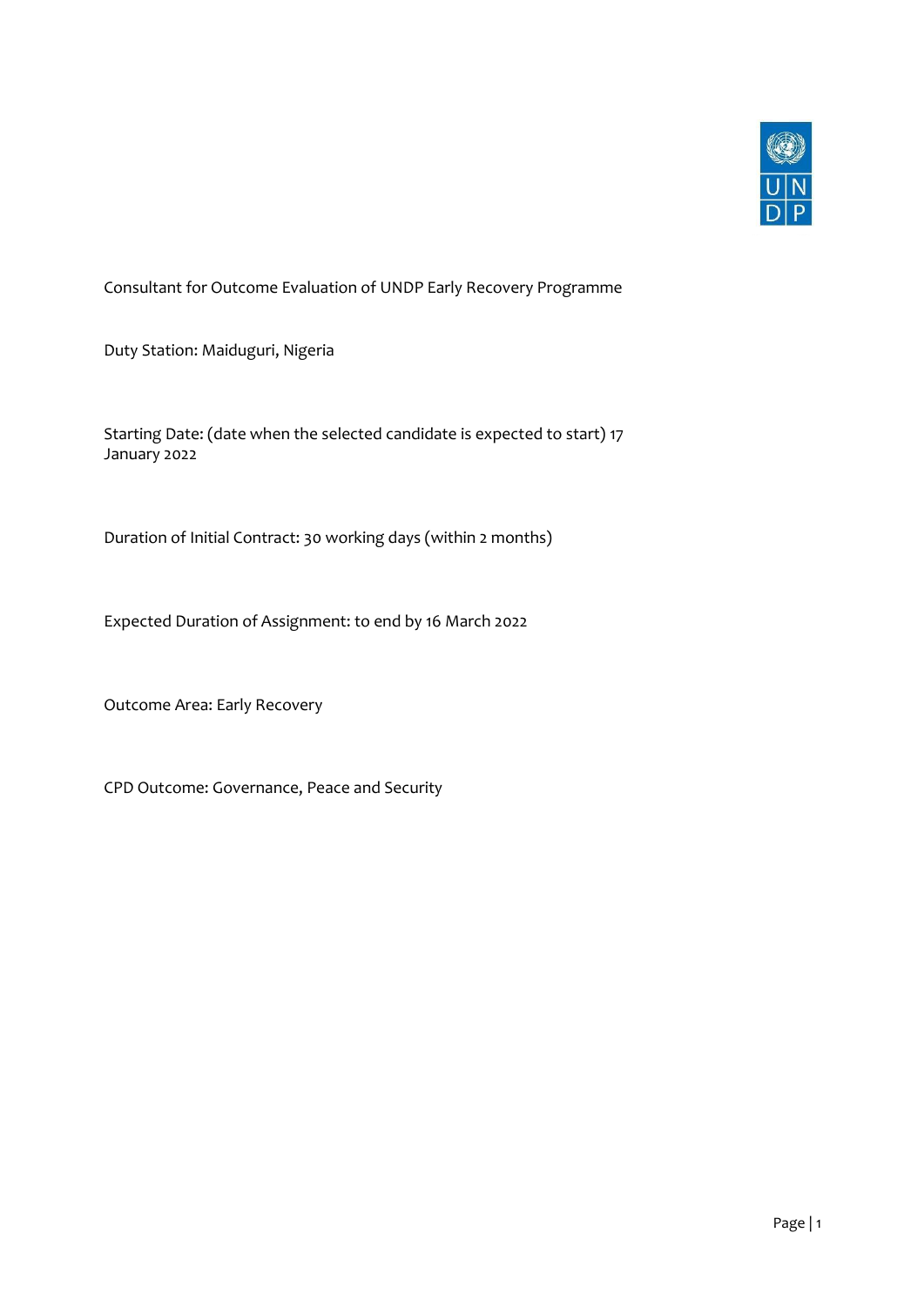Consultant for Outcome Evaluation of UNDP Early Recovery Programme

Duty Station: Maiduguri, Nigeria

Starting Date: (date when the selected candidate is expected to start) 17 January 2022

Duration of Initial Contract: 30 working days (within 2 months)

Expected Duration of Assignment: to end by 16 March 2022

Outcome Area: Early Recovery

CPD Outcome: Governance, Peace and Security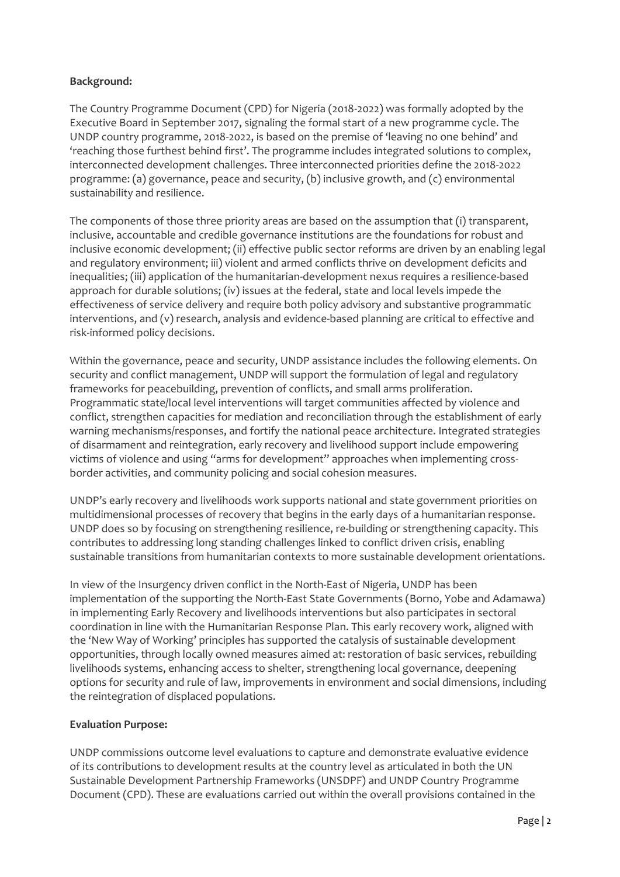**Background:**

The Country Programme Document (CPD) for Nigeria (2018-2022) was formally adopted by the Executive Board in September 2017, signaling the formal start of a new programme cycle. The UNDP country programme, 2018-2022, is based on the premise of 'leaving no one behind' and 'reaching those furthest behind first'. The programme includes integrated solutions to complex, interconnected development challenges. Three interconnected priorities define the 2018-2022 programme: (a) governance, peace and security, (b) inclusive growth, and (c) environmental sustainability and resilience.

The components of those three priority areas are based on the assumption that (i) transparent, inclusive, accountable and credible governance institutions are the foundations for robust and inclusive economic development; (ii) effective public sector reforms are driven by an enabling legal and regulatory environment; iii) violent and armed conflicts thrive on development deficits and inequalities; (iii) application of the humanitarian-development nexus requires a resilience-based approach for durable solutions; (iv) issues at the federal, state and local levels impede the effectiveness of service delivery and require both policy advisory and substantive programmatic interventions, and (v) research, analysis and evidence-based planning are critical to effective and risk-informed policy decisions.

Within the governance, peace and security, UNDP assistance includes the following elements. On security and conflict management, UNDP will support the formulation of legal and regulatory frameworks for peacebuilding, prevention of conflicts, and small arms proliferation. Programmatic state/local level interventions will target communities affected by violence and conflict, strengthen capacities for mediation and reconciliation through the establishment of early warning mechanisms/responses, and fortify the national peace architecture. Integrated strategies of disarmament and reintegration, early recovery and livelihood support include empowering victims of violence and using "arms for development" approaches when implementing cross-border activities, and community policing and social cohesion measures.

UNDP's early recovery and livelihoods work supports national and state government priorities on multidimensional processes of recovery that begins in the early days of a humanitarian response. UNDP does so by focusing on strengthening resilience, re-building or strengthening capacity. This contributes to addressing long standing challenges linked to conflict driven crisis, enabling sustainable transitions from humanitarian contexts to more sustainable development orientations.

In view of the Insurgency driven conflict in the North-East of Nigeria, UNDP has been implementation of the supporting the North-East State Governments (Borno, Yobe and Adamawa) in implementing Early Recovery and livelihoods interventions but also participates in sectoral coordination in line with the Humanitarian Response Plan. This early recovery work, aligned with the 'New Way of Working' principles has supported the catalysis of sustainable development opportunities, through locally owned measures aimed at: restoration of basic services, rebuilding livelihoods systems, enhancing access to shelter, strengthening local governance, deepening options for security and rule of law, improvements in environment and social dimensions, including the reintegration of displaced populations.

**Evaluation Purpose:**

UNDP commissions outcome level evaluations to capture and demonstrate evaluative evidence of its contributions to development results at the country level as articulated in both the UN Sustainable Development Partnership Frameworks (UNSDPF) and UNDP Country Programme Document (CPD). These are evaluations carried out within the overall provisions contained in the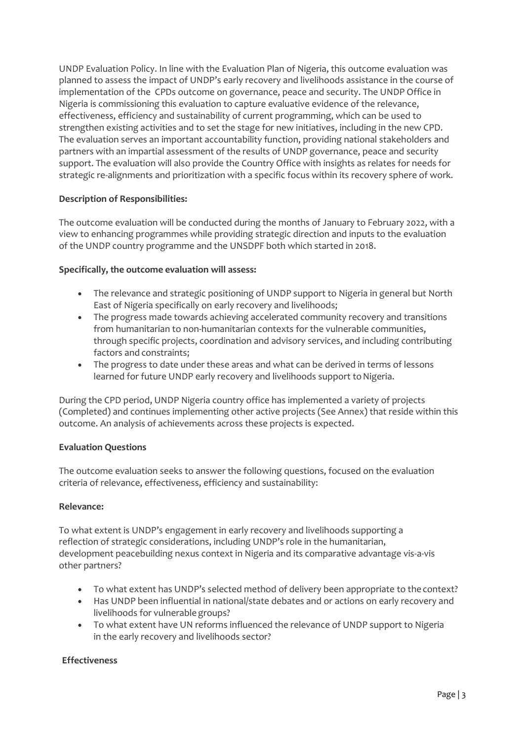UNDP Evaluation Policy. In line with the Evaluation Plan of Nigeria, this outcome evaluation was planned to assess the impact of UNDP's early recovery and livelihoods assistance in the course of implementation of the CPDs outcome on governance, peace and security. The UNDP Office in Nigeria is commissioning this evaluation to capture evaluative evidence of the relevance, effectiveness, efficiency and sustainability of current programming, which can be used to strengthen existing activities and to set the stage for new initiatives, including in the new CPD. The evaluation serves an important accountability function, providing national stakeholders and partners with an impartial assessment of the results of UNDP governance, peace and security support. The evaluation will also provide the Country Office with insights as relates for needs for strategic re-alignments and prioritization with a specific focus within its recovery sphere of work.

**Description of Responsibilities:**

The outcome evaluation will be conducted during the months of January to February 2022, with a view to enhancing programmes while providing strategic direction and inputs to the evaluation of the UNDP country programme and the UNSDPF both which started in 2018.

**Specifically, the outcome evaluation will assess:**

- The relevance and strategic positioning of UNDP support to Nigeria in general but North East of Nigeria specifically on early recovery and livelihoods;
- The progress made towards achieving accelerated community recovery and transitions from humanitarian to non-humanitarian contexts for the vulnerable communities, through specific projects, coordination and advisory services, and including contributing factors and constraints;
- The progress to date under these areas and what can be derived in terms of lessons learned for future UNDP early recovery and livelihoods support to Nigeria.

During the CPD period, UNDP Nigeria country office has implemented a variety of projects (Completed) and continues implementing other active projects (See Annex) that reside within this outcome. An analysis of achievements across these projects is expected.

**Evaluation Questions**

The outcome evaluation seeks to answer the following questions, focused on the evaluation criteria of relevance, effectiveness, efficiency and sustainability:

**Relevance:**

To what extent is UNDP's engagement in early recovery and livelihoods supporting a reflection of strategic considerations, including UNDP's role in the humanitarian, development peacebuilding nexus context in Nigeria and its comparative advantage vis-a-vis other partners?

- To what extent has UNDP's selected method of delivery been appropriate to the context?
- Has UNDP been influential in national/state debates and or actions on early recovery and livelihoods for vulnerable groups?
- To what extent have UN reforms influenced the relevance of UNDP support to Nigeria in the early recovery and livelihoods sector?

**Effectiveness**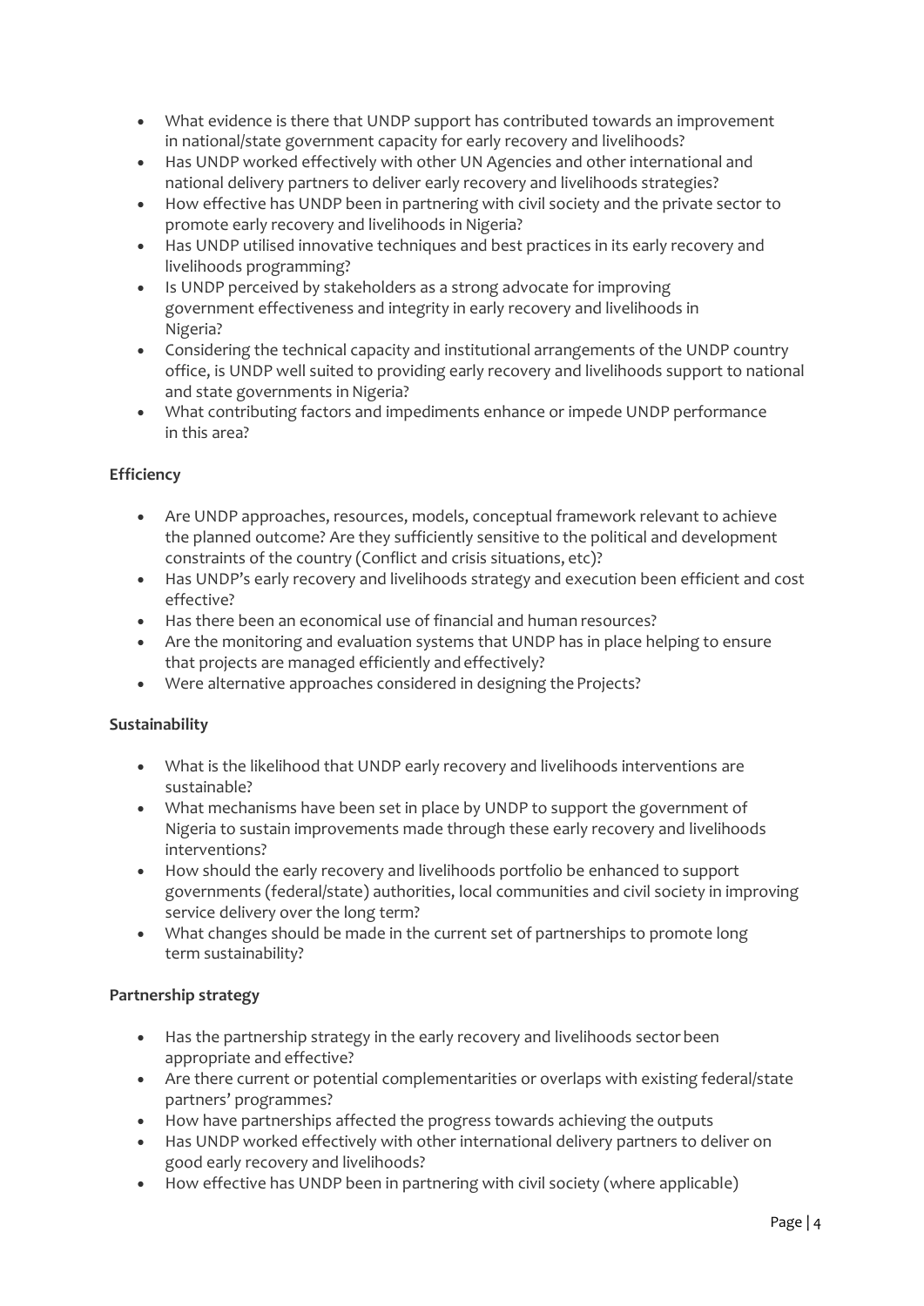- What evidence is there that UNDP support has contributed towards an improvement in national/state government capacity for early recovery and livelihoods?
- Has UNDP worked effectively with other UN Agencies and other international and national delivery partners to deliver early recovery and livelihoods strategies?
- How effective has UNDP been in partnering with civil society and the private sector to promote early recovery and livelihoods in Nigeria?
- Has UNDP utilised innovative techniques and best practices in its early recovery and livelihoods programming?
- Is UNDP perceived by stakeholders as a strong advocate for improving government effectiveness and integrity in early recovery and livelihoods in Nigeria?
- Considering the technical capacity and institutional arrangements of the UNDP country office, is UNDP well suited to providing early recovery and livelihoods support to national and state governments in Nigeria?
- What contributing factors and impediments enhance or impede UNDP performance in this area?

**Efficiency**

- Are UNDP approaches, resources, models, conceptual framework relevant to achieve the planned outcome? Are they sufficiently sensitive to the political and development constraints of the country (Conflict and crisis situations, etc)?
- Has UNDP's early recovery and livelihoods strategy and execution been efficient and cost effective?
- Has there been an economical use of financial and human resources?
- Are the monitoring and evaluation systems that UNDP has in place helping to ensure that projects are managed efficiently and effectively?
- Were alternative approaches considered in designing the Projects?

**Sustainability**

- What is the likelihood that UNDP early recovery and livelihoods interventions are sustainable?
- What mechanisms have been set in place by UNDP to support the government of Nigeria to sustain improvements made through these early recovery and livelihoods interventions?
- How should the early recovery and livelihoods portfolio be enhanced to support governments (federal/state) authorities, local communities and civil society in improving service delivery over the long term?
- What changes should be made in the current set of partnerships to promote long term sustainability?

**Partnership strategy**

- Has the partnership strategy in the early recovery and livelihoods sector been appropriate and effective?
- Are there current or potential complementarities or overlaps with existing federal/state partners' programmes?
- How have partnerships affected the progress towards achieving the outputs
- Has UNDP worked effectively with other international delivery partners to deliver on good early recovery and livelihoods?
- How effective has UNDP been in partnering with civil society (where applicable)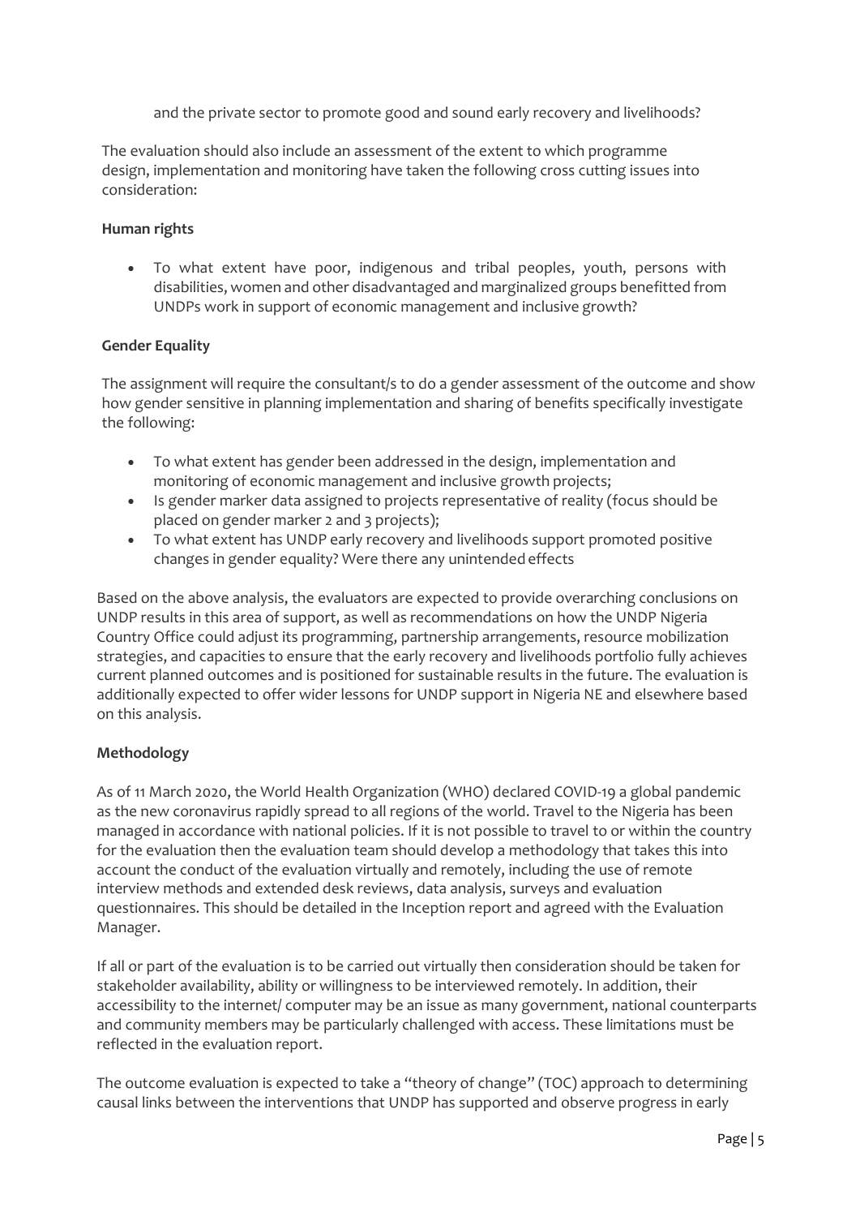and the private sector to promote good and sound early recovery and livelihoods?

The evaluation should also include an assessment of the extent to which programme design, implementation and monitoring have taken the following cross cutting issues into consideration:

**Human rights**

- To what extent have poor, indigenous and tribal peoples, youth, persons with disabilities, women and other disadvantaged and marginalized groups benefitted from UNDPs work in support of economic management and inclusive growth?

**Gender Equality**

The assignment will require the consultant/s to do a gender assessment of the outcome and show how gender sensitive in planning implementation and sharing of benefits specifically investigate the following:

- To what extent has gender been addressed in the design, implementation and monitoring of economic management and inclusive growth projects;
- Is gender marker data assigned to projects representative of reality (focus should be placed on gender marker 2 and 3 projects);
- To what extent has UNDP early recovery and livelihoods support promoted positive changes in gender equality? Were there any unintended effects

Based on the above analysis, the evaluators are expected to provide overarching conclusions on UNDP results in this area of support, as well as recommendations on how the UNDP Nigeria Country Office could adjust its programming, partnership arrangements, resource mobilization strategies, and capacities to ensure that the early recovery and livelihoods portfolio fully achieves current planned outcomes and is positioned for sustainable results in the future. The evaluation is additionally expected to offer wider lessons for UNDP support in Nigeria NE and elsewhere based on this analysis.

**Methodology**

As of 11 March 2020, the World Health Organization (WHO) declared COVID-19 a global pandemic as the new coronavirus rapidly spread to all regions of the world. Travel to the Nigeria has been managed in accordance with national policies. If it is not possible to travel to or within the country for the evaluation then the evaluation team should develop a methodology that takes this into account the conduct of the evaluation virtually and remotely, including the use of remote interview methods and extended desk reviews, data analysis, surveys and evaluation questionnaires. This should be detailed in the Inception report and agreed with the Evaluation Manager.

If all or part of the evaluation is to be carried out virtually then consideration should be taken for stakeholder availability, ability or willingness to be interviewed remotely. In addition, their accessibility to the internet/ computer may be an issue as many government, national counterparts and community members may be particularly challenged with access. These limitations must be reflected in the evaluation report.

The outcome evaluation is expected to take a "theory of change" (TOC) approach to determining causal links between the interventions that UNDP has supported and observe progress in early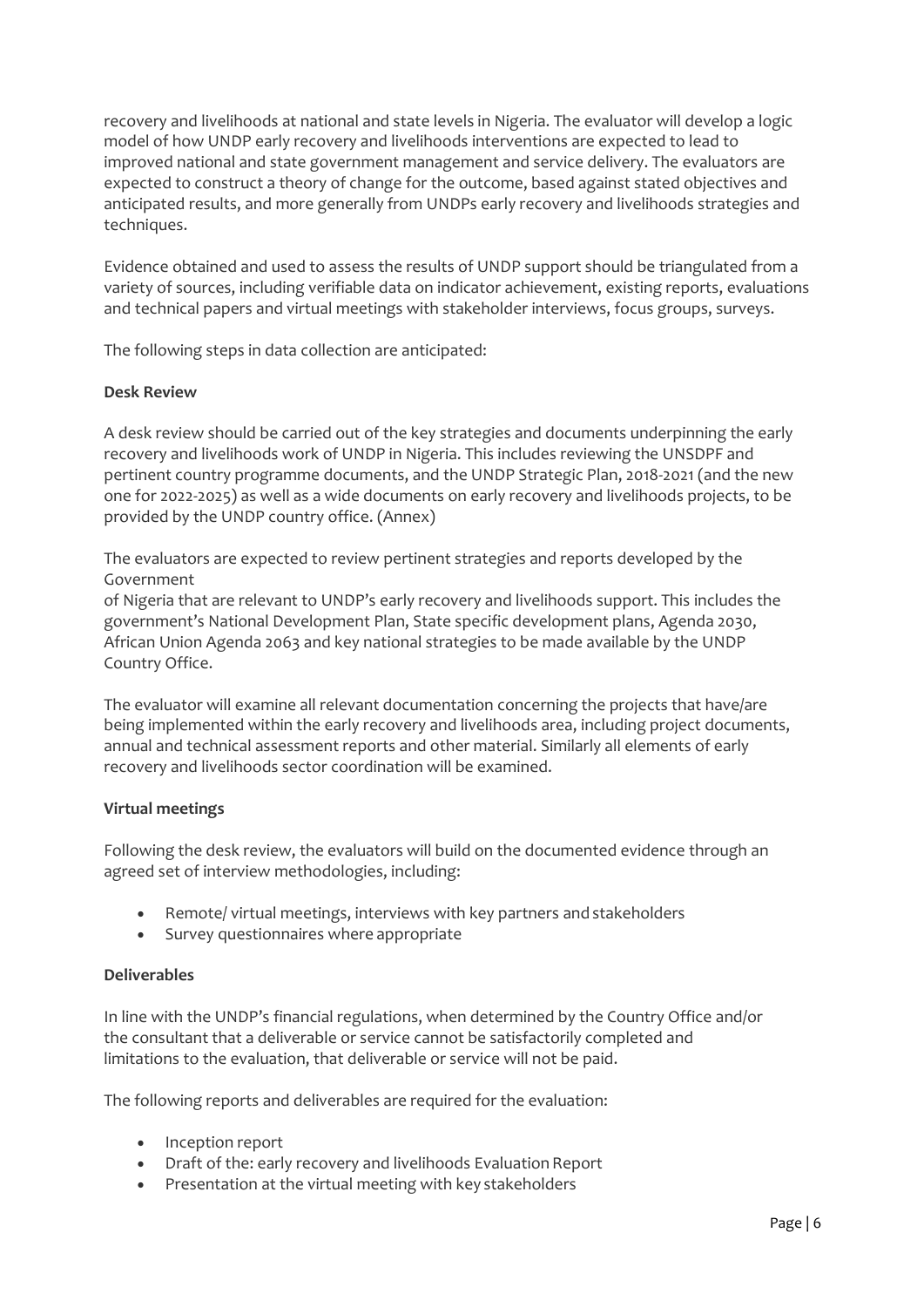recovery and livelihoods at national and state levels in Nigeria. The evaluator will develop a logic model of how UNDP early recovery and livelihoods interventions are expected to lead to improved national and state government management and service delivery. The evaluators are expected to construct a theory of change for the outcome, based against stated objectives and anticipated results, and more generally from UNDPs early recovery and livelihoods strategies and techniques.

Evidence obtained and used to assess the results of UNDP support should be triangulated from a variety of sources, including verifiable data on indicator achievement, existing reports, evaluations and technical papers and virtual meetings with stakeholder interviews, focus groups, surveys.

The following steps in data collection are anticipated:

**Desk Review**

A desk review should be carried out of the key strategies and documents underpinning the early recovery and livelihoods work of UNDP in Nigeria. This includes reviewing the UNSDPF and pertinent country programme documents, and the UNDP Strategic Plan, 2018-2021 (and the new one for 2022-2025) as well as a wide documents on early recovery and livelihoods projects, to be provided by the UNDP country office. (Annex)

The evaluators are expected to review pertinent strategies and reports developed by the Government
of Nigeria that are relevant to UNDP's early recovery and livelihoods support. This includes the government's National Development Plan, State specific development plans, Agenda 2030, African Union Agenda 2063 and key national strategies to be made available by the UNDP Country Office.

The evaluator will examine all relevant documentation concerning the projects that have/are being implemented within the early recovery and livelihoods area, including project documents, annual and technical assessment reports and other material. Similarly all elements of early recovery and livelihoods sector coordination will be examined.

**Virtual meetings**

Following the desk review, the evaluators will build on the documented evidence through an agreed set of interview methodologies, including:

- Remote/ virtual meetings, interviews with key partners and stakeholders
- Survey questionnaires where appropriate

**Deliverables**

In line with the UNDP's financial regulations, when determined by the Country Office and/or the consultant that a deliverable or service cannot be satisfactorily completed and limitations to the evaluation, that deliverable or service will not be paid.

The following reports and deliverables are required for the evaluation:

- Inception report
- Draft of the: early recovery and livelihoods Evaluation Report
- Presentation at the virtual meeting with key stakeholders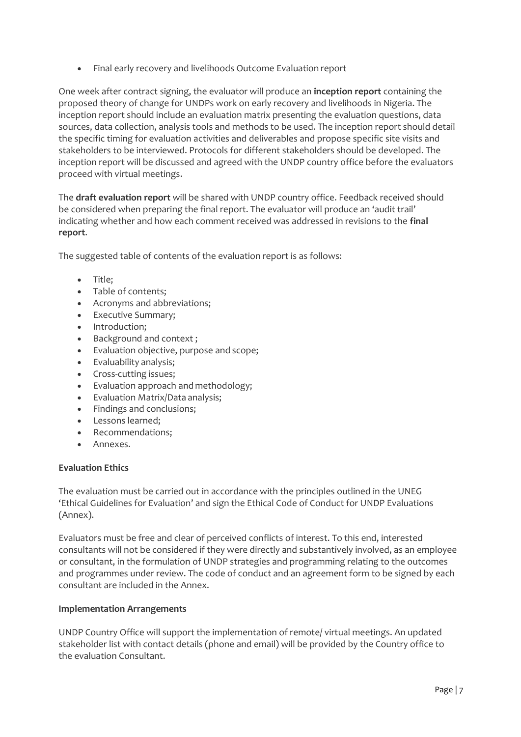- Final early recovery and livelihoods Outcome Evaluation report

One week after contract signing, the evaluator will produce an **inception report** containing the proposed theory of change for UNDPs work on early recovery and livelihoods in Nigeria. The inception report should include an evaluation matrix presenting the evaluation questions, data sources, data collection, analysis tools and methods to be used. The inception report should detail the specific timing for evaluation activities and deliverables and propose specific site visits and stakeholders to be interviewed. Protocols for different stakeholders should be developed. The inception report will be discussed and agreed with the UNDP country office before the evaluators proceed with virtual meetings.

The **draft evaluation report** will be shared with UNDP country office. Feedback received should be considered when preparing the final report. The evaluator will produce an 'audit trail' indicating whether and how each comment received was addressed in revisions to the **final report**.

The suggested table of contents of the evaluation report is as follows:

- Title;
- Table of contents;
- Acronyms and abbreviations;
- Executive Summary;
- Introduction;
- Background and context ;
- Evaluation objective, purpose and scope;
- Evaluability analysis;
- Cross-cutting issues;
- Evaluation approach and methodology;
- Evaluation Matrix/Data analysis;
- Findings and conclusions;
- Lessons learned;
- Recommendations;
- Annexes.

**Evaluation Ethics**

The evaluation must be carried out in accordance with the principles outlined in the UNEG 'Ethical Guidelines for Evaluation' and sign the Ethical Code of Conduct for UNDP Evaluations (Annex).

Evaluators must be free and clear of perceived conflicts of interest. To this end, interested consultants will not be considered if they were directly and substantively involved, as an employee or consultant, in the formulation of UNDP strategies and programming relating to the outcomes and programmes under review. The code of conduct and an agreement form to be signed by each consultant are included in the Annex.

**Implementation Arrangements**

UNDP Country Office will support the implementation of remote/ virtual meetings. An updated stakeholder list with contact details (phone and email) will be provided by the Country office to the evaluation Consultant.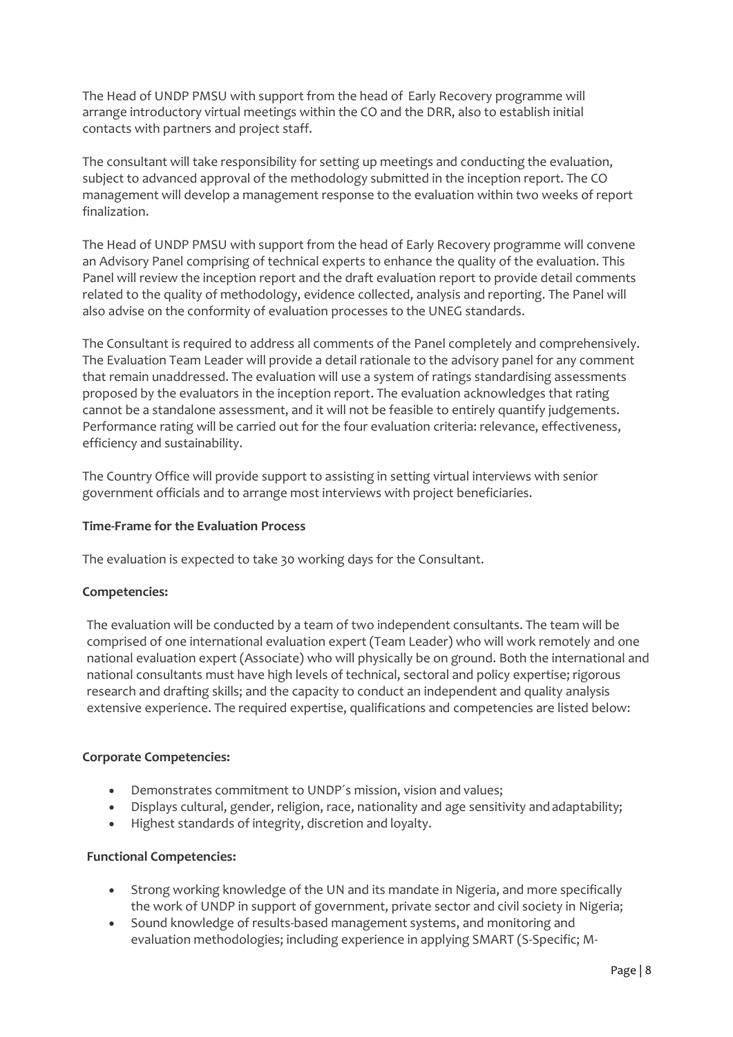The Head of UNDP PMSU with support from the head of Early Recovery programme will arrange introductory virtual meetings within the CO and the DRR, also to establish initial contacts with partners and project staff.

The consultant will take responsibility for setting up meetings and conducting the evaluation, subject to advanced approval of the methodology submitted in the inception report. The CO management will develop a management response to the evaluation within two weeks of report finalization.

The Head of UNDP PMSU with support from the head of Early Recovery programme will convene an Advisory Panel comprising of technical experts to enhance the quality of the evaluation. This Panel will review the inception report and the draft evaluation report to provide detail comments related to the quality of methodology, evidence collected, analysis and reporting. The Panel will also advise on the conformity of evaluation processes to the UNEG standards.

The Consultant is required to address all comments of the Panel completely and comprehensively. The Evaluation Team Leader will provide a detail rationale to the advisory panel for any comment that remain unaddressed. The evaluation will use a system of ratings standardising assessments proposed by the evaluators in the inception report. The evaluation acknowledges that rating cannot be a standalone assessment, and it will not be feasible to entirely quantify judgements. Performance rating will be carried out for the four evaluation criteria: relevance, effectiveness, efficiency and sustainability.

The Country Office will provide support to assisting in setting virtual interviews with senior government officials and to arrange most interviews with project beneficiaries.

**Time-Frame for the Evaluation Process**

The evaluation is expected to take 30 working days for the Consultant.

**Competencies:**

The evaluation will be conducted by a team of two independent consultants. The team will be comprised of one international evaluation expert (Team Leader) who will work remotely and one national evaluation expert (Associate) who will physically be on ground. Both the international and national consultants must have high levels of technical, sectoral and policy expertise; rigorous research and drafting skills; and the capacity to conduct an independent and quality analysis extensive experience. The required expertise, qualifications and competencies are listed below:

**Corporate Competencies:**

- Demonstrates commitment to UNDP´s mission, vision and values;
- Displays cultural, gender, religion, race, nationality and age sensitivity and adaptability;
- Highest standards of integrity, discretion and loyalty.

**Functional Competencies:**

- Strong working knowledge of the UN and its mandate in Nigeria, and more specifically the work of UNDP in support of government, private sector and civil society in Nigeria;
- Sound knowledge of results-based management systems, and monitoring and evaluation methodologies; including experience in applying SMART (S-Specific; M-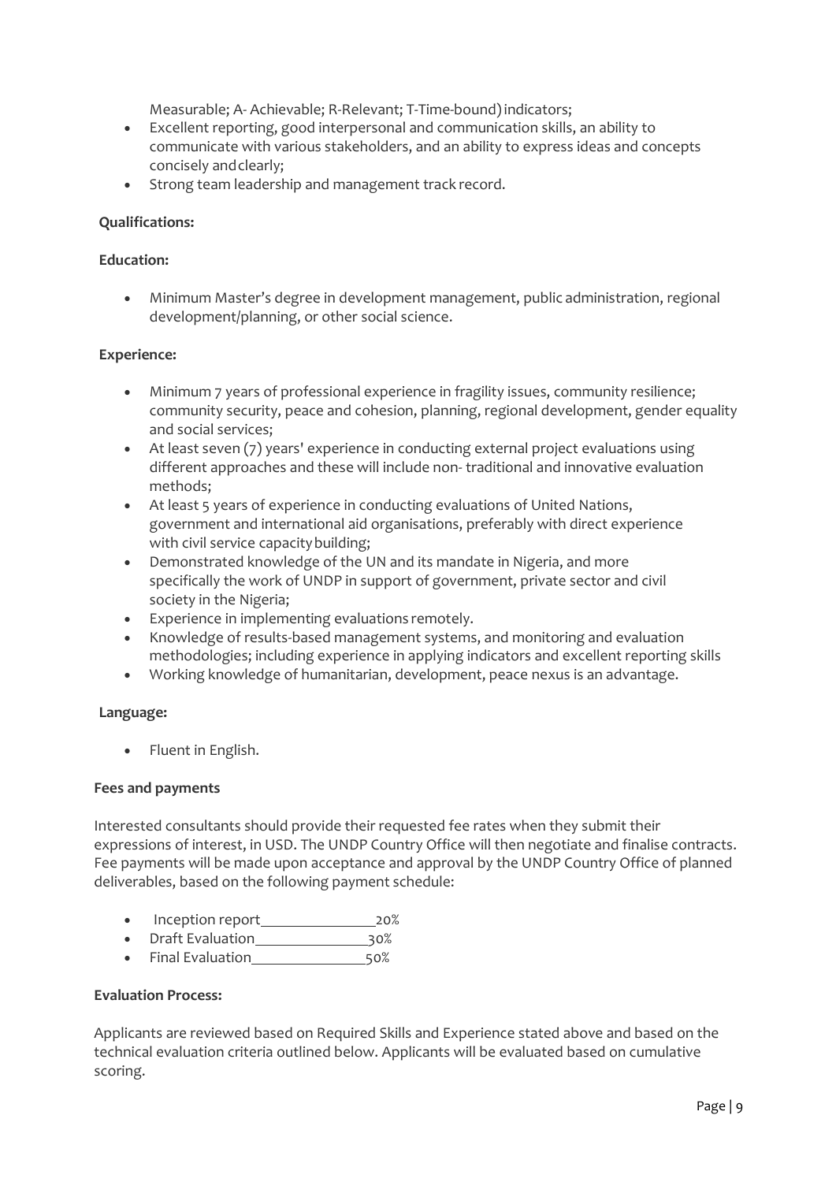Measurable; A- Achievable; R-Relevant; T-Time-bound) indicators;

- Excellent reporting, good interpersonal and communication skills, an ability to communicate with various stakeholders, and an ability to express ideas and concepts concisely and clearly;
- Strong team leadership and management track record.

**Qualifications:**

**Education:**

- Minimum Master's degree in development management, public administration, regional development/planning, or other social science.

**Experience:**

- Minimum 7 years of professional experience in fragility issues, community resilience; community security, peace and cohesion, planning, regional development, gender equality and social services;
- At least seven (7) years' experience in conducting external project evaluations using different approaches and these will include non- traditional and innovative evaluation methods;
- At least 5 years of experience in conducting evaluations of United Nations, government and international aid organisations, preferably with direct experience with civil service capacity building;
- Demonstrated knowledge of the UN and its mandate in Nigeria, and more specifically the work of UNDP in support of government, private sector and civil society in the Nigeria;
- Experience in implementing evaluations remotely.
- Knowledge of results-based management systems, and monitoring and evaluation methodologies; including experience in applying indicators and excellent reporting skills
- Working knowledge of humanitarian, development, peace nexus is an advantage.

**Language:**

- Fluent in English.

**Fees and payments**

Interested consultants should provide their requested fee rates when they submit their expressions of interest, in USD. The UNDP Country Office will then negotiate and finalise contracts. Fee payments will be made upon acceptance and approval by the UNDP Country Office of planned deliverables, based on the following payment schedule:

- Inception report_______________20%
- Draft Evaluation_______________30%
- Final Evaluation_______________50%

**Evaluation Process:**

Applicants are reviewed based on Required Skills and Experience stated above and based on the technical evaluation criteria outlined below. Applicants will be evaluated based on cumulative scoring.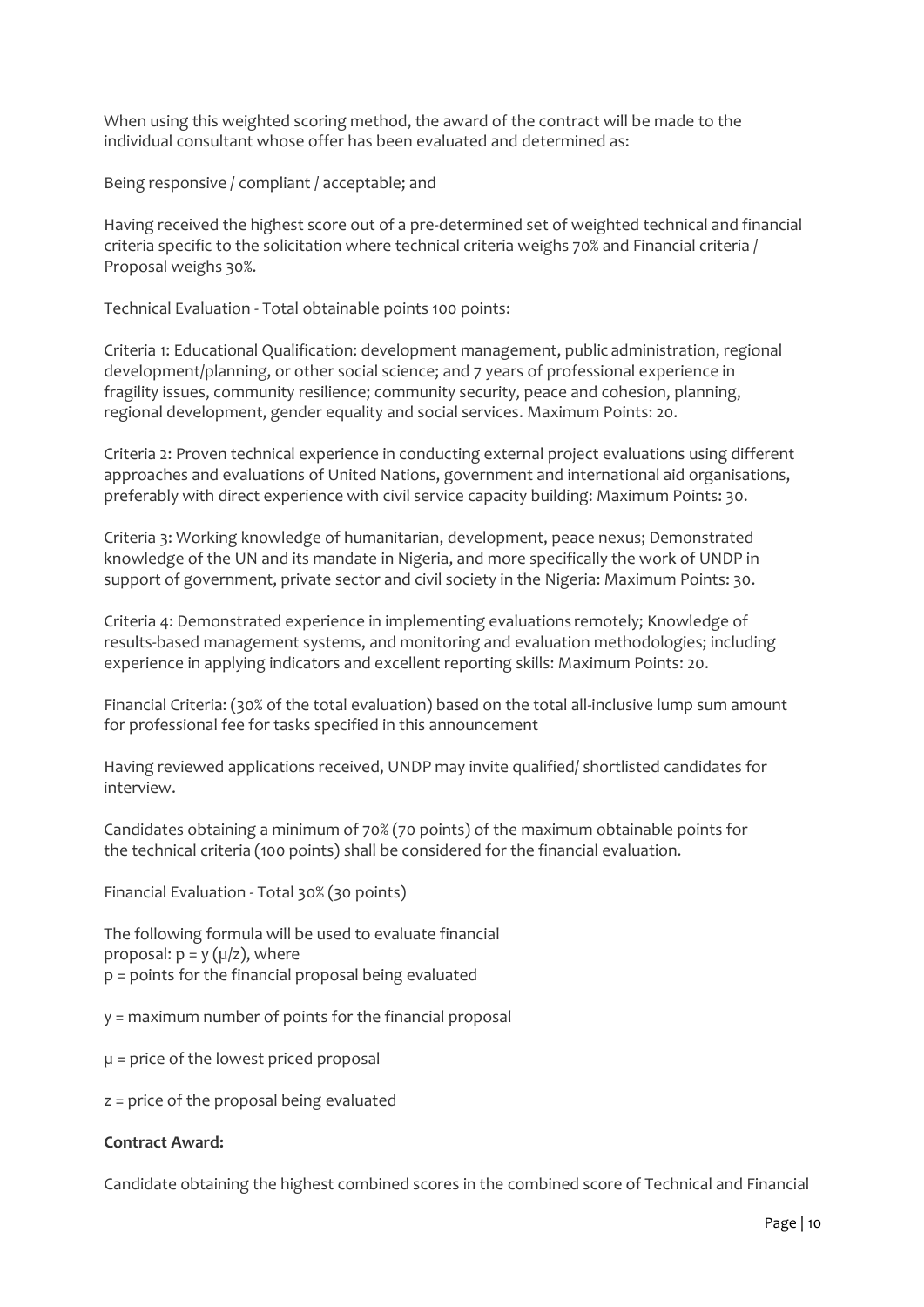When using this weighted scoring method, the award of the contract will be made to the individual consultant whose offer has been evaluated and determined as:

Being responsive / compliant / acceptable; and

Having received the highest score out of a pre-determined set of weighted technical and financial criteria specific to the solicitation where technical criteria weighs 70% and Financial criteria / Proposal weighs 30%.

Technical Evaluation - Total obtainable points 100 points:

Criteria 1: Educational Qualification: development management, public administration, regional development/planning, or other social science; and 7 years of professional experience in fragility issues, community resilience; community security, peace and cohesion, planning, regional development, gender equality and social services. Maximum Points: 20.

Criteria 2: Proven technical experience in conducting external project evaluations using different approaches and evaluations of United Nations, government and international aid organisations, preferably with direct experience with civil service capacity building: Maximum Points: 30.

Criteria 3: Working knowledge of humanitarian, development, peace nexus; Demonstrated knowledge of the UN and its mandate in Nigeria, and more specifically the work of UNDP in support of government, private sector and civil society in the Nigeria: Maximum Points: 30.

Criteria 4: Demonstrated experience in implementing evaluations remotely; Knowledge of results-based management systems, and monitoring and evaluation methodologies; including experience in applying indicators and excellent reporting skills: Maximum Points: 20.

Financial Criteria: (30% of the total evaluation) based on the total all-inclusive lump sum amount for professional fee for tasks specified in this announcement

Having reviewed applications received, UNDP may invite qualified/ shortlisted candidates for interview.

Candidates obtaining a minimum of 70% (70 points) of the maximum obtainable points for the technical criteria (100 points) shall be considered for the financial evaluation.

Financial Evaluation - Total 30% (30 points)

The following formula will be used to evaluate financial proposal: $p = y (\mu/z)$, where
$p$ = points for the financial proposal being evaluated

$y$ = maximum number of points for the financial proposal

$\mu$ = price of the lowest priced proposal

$z$ = price of the proposal being evaluated

**Contract Award:**

Candidate obtaining the highest combined scores in the combined score of Technical and Financial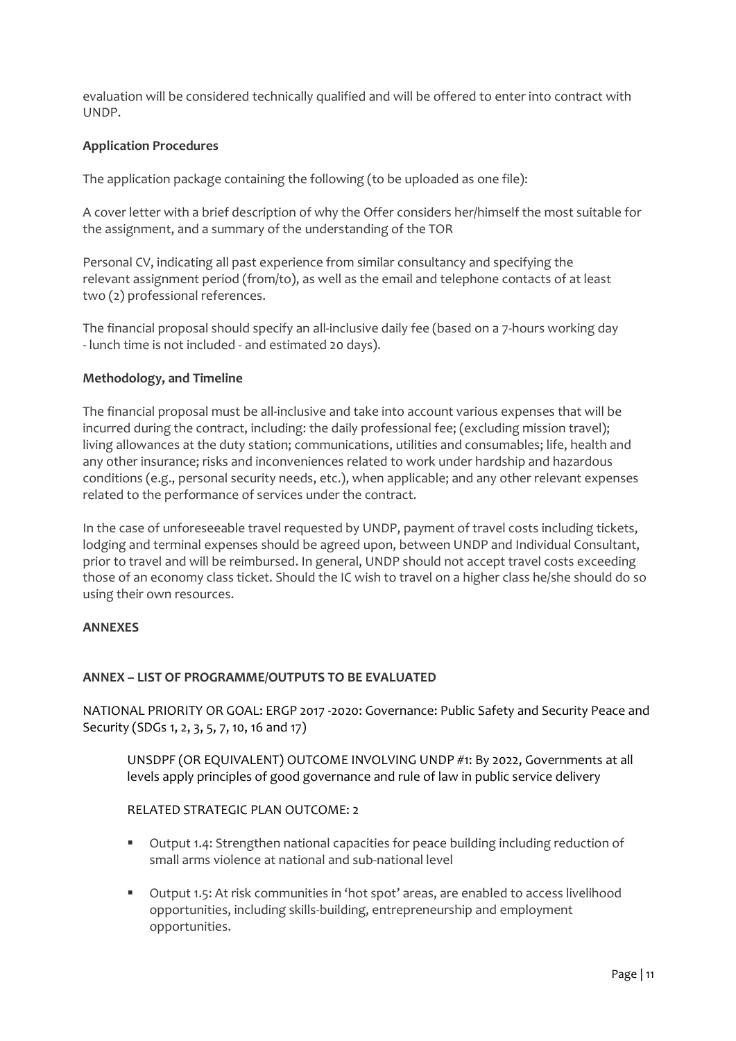evaluation will be considered technically qualified and will be offered to enter into contract with UNDP.

**Application Procedures**

The application package containing the following (to be uploaded as one file):

A cover letter with a brief description of why the Offer considers her/himself the most suitable for the assignment, and a summary of the understanding of the TOR

Personal CV, indicating all past experience from similar consultancy and specifying the relevant assignment period (from/to), as well as the email and telephone contacts of at least two (2) professional references.

The financial proposal should specify an all-inclusive daily fee (based on a 7-hours working day - lunch time is not included - and estimated 20 days).

**Methodology, and Timeline**

The financial proposal must be all-inclusive and take into account various expenses that will be incurred during the contract, including: the daily professional fee; (excluding mission travel); living allowances at the duty station; communications, utilities and consumables; life, health and any other insurance; risks and inconveniences related to work under hardship and hazardous conditions (e.g., personal security needs, etc.), when applicable; and any other relevant expenses related to the performance of services under the contract.

In the case of unforeseeable travel requested by UNDP, payment of travel costs including tickets, lodging and terminal expenses should be agreed upon, between UNDP and Individual Consultant, prior to travel and will be reimbursed. In general, UNDP should not accept travel costs exceeding those of an economy class ticket. Should the IC wish to travel on a higher class he/she should do so using their own resources.

**ANNEXES**

**ANNEX – LIST OF PROGRAMME/OUTPUTS TO BE EVALUATED**

NATIONAL PRIORITY OR GOAL: ERGP 2017 -2020: Governance: Public Safety and Security Peace and Security (SDGs 1, 2, 3, 5, 7, 10, 16 and 17)

UNSDPF (OR EQUIVALENT) OUTCOME INVOLVING UNDP #1: By 2022, Governments at all levels apply principles of good governance and rule of law in public service delivery

RELATED STRATEGIC PLAN OUTCOME: 2

- Output 1.4: Strengthen national capacities for peace building including reduction of small arms violence at national and sub-national level
- Output 1.5: At risk communities in 'hot spot' areas, are enabled to access livelihood opportunities, including skills-building, entrepreneurship and employment opportunities.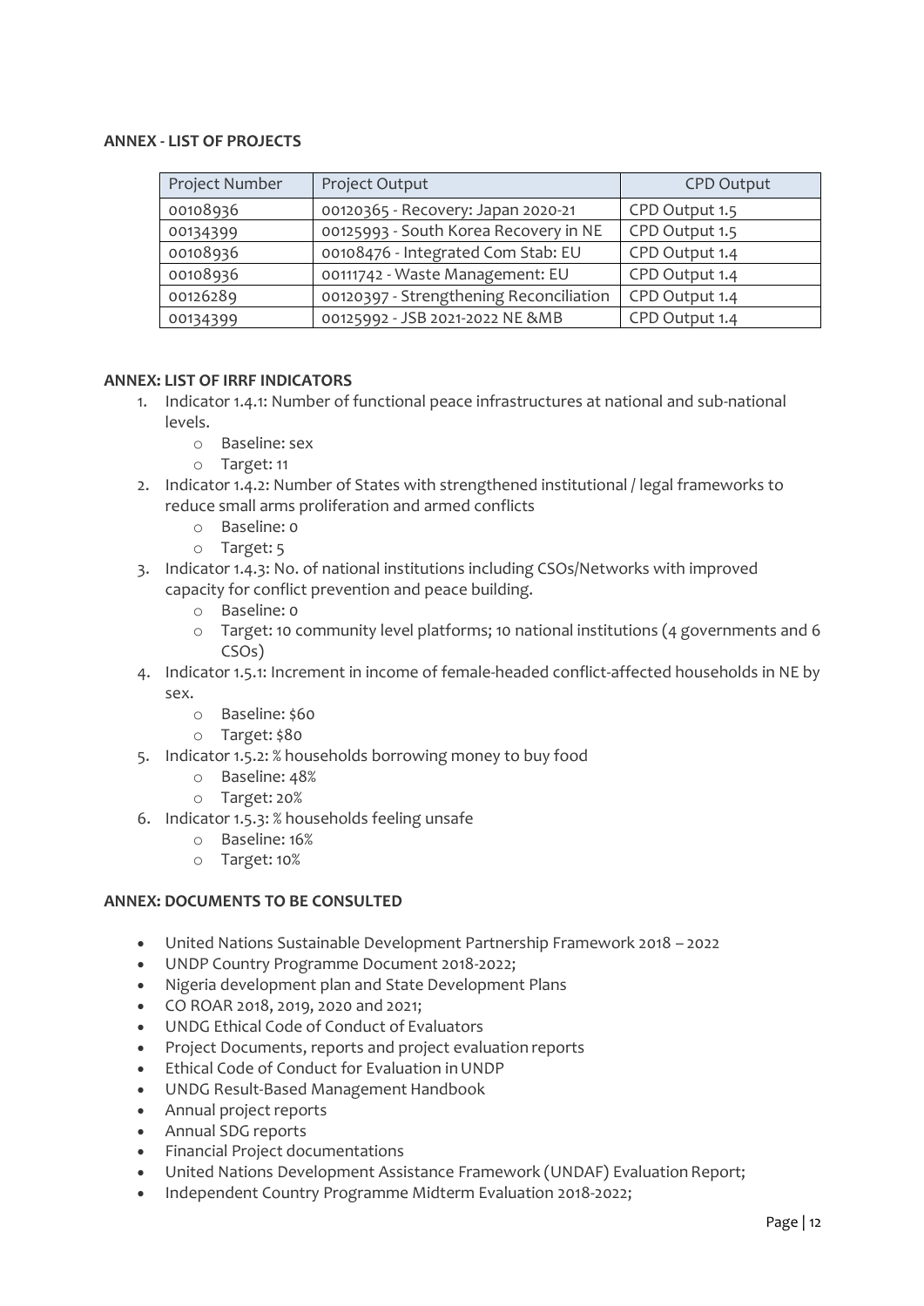**ANNEX - LIST OF PROJECTS**

| Project Number | Project Output | CPD Output |
|---|---|---|
| 00108936 | 00120365 - Recovery: Japan 2020-21 | CPD Output 1.5 |
| 00134399 | 00125993 - South Korea Recovery in NE | CPD Output 1.5 |
| 00108936 | 00108476 - Integrated Com Stab: EU | CPD Output 1.4 |
| 00108936 | 00111742 - Waste Management: EU | CPD Output 1.4 |
| 00126289 | 00120397 - Strengthening Reconciliation | CPD Output 1.4 |
| 00134399 | 00125992 - JSB 2021-2022 NE &MB | CPD Output 1.4 |

**ANNEX: LIST OF IRRF INDICATORS**

1. Indicator 1.4.1: Number of functional peace infrastructures at national and sub-national levels.
   - Baseline: sex
   - Target: 11
2. Indicator 1.4.2: Number of States with strengthened institutional / legal frameworks to reduce small arms proliferation and armed conflicts
   - Baseline: 0
   - Target: 5
3. Indicator 1.4.3: No. of national institutions including CSOs/Networks with improved capacity for conflict prevention and peace building.
   - Baseline: 0
   - Target: 10 community level platforms; 10 national institutions (4 governments and 6 CSOs)
4. Indicator 1.5.1: Increment in income of female-headed conflict-affected households in NE by sex.
   - Baseline: $60
   - Target: $80
5. Indicator 1.5.2: % households borrowing money to buy food
   - Baseline: 48%
   - Target: 20%
6. Indicator 1.5.3: % households feeling unsafe
   - Baseline: 16%
   - Target: 10%

**ANNEX: DOCUMENTS TO BE CONSULTED**

- United Nations Sustainable Development Partnership Framework 2018 – 2022
- UNDP Country Programme Document 2018-2022;
- Nigeria development plan and State Development Plans
- CO ROAR 2018, 2019, 2020 and 2021;
- UNDG Ethical Code of Conduct of Evaluators
- Project Documents, reports and project evaluation reports
- Ethical Code of Conduct for Evaluation in UNDP
- UNDG Result-Based Management Handbook
- Annual project reports
- Annual SDG reports
- Financial Project documentations
- United Nations Development Assistance Framework (UNDAF) Evaluation Report;
- Independent Country Programme Midterm Evaluation 2018-2022;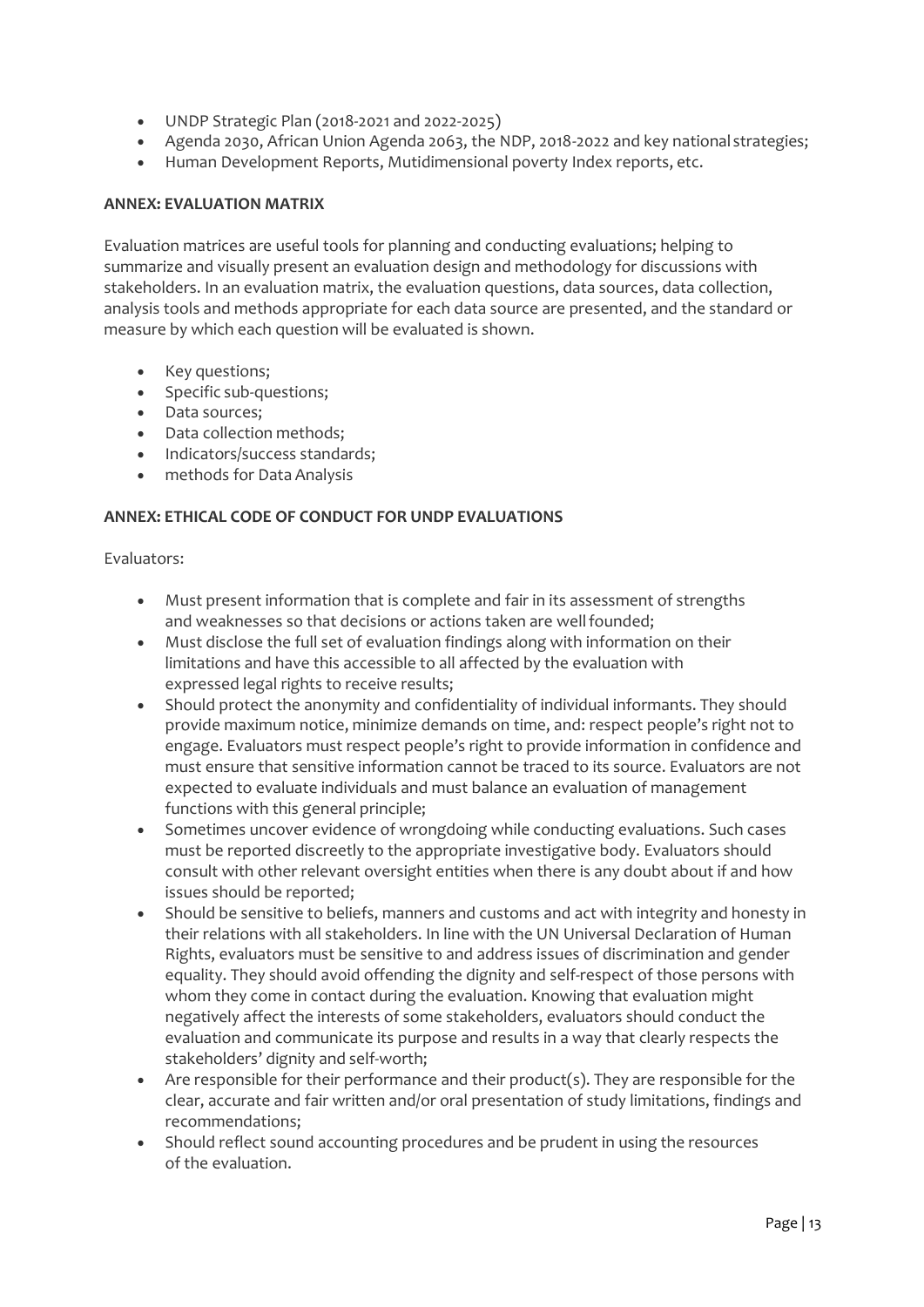- UNDP Strategic Plan (2018-2021 and 2022-2025)
- Agenda 2030, African Union Agenda 2063, the NDP, 2018-2022 and key national strategies;
- Human Development Reports, Mutidimensional poverty Index reports, etc.

**ANNEX: EVALUATION MATRIX**

Evaluation matrices are useful tools for planning and conducting evaluations; helping to summarize and visually present an evaluation design and methodology for discussions with stakeholders. In an evaluation matrix, the evaluation questions, data sources, data collection, analysis tools and methods appropriate for each data source are presented, and the standard or measure by which each question will be evaluated is shown.

- Key questions;
- Specific sub-questions;
- Data sources;
- Data collection methods;
- Indicators/success standards;
- methods for Data Analysis

**ANNEX: ETHICAL CODE OF CONDUCT FOR UNDP EVALUATIONS**

Evaluators:

- Must present information that is complete and fair in its assessment of strengths and weaknesses so that decisions or actions taken are well founded;
- Must disclose the full set of evaluation findings along with information on their limitations and have this accessible to all affected by the evaluation with expressed legal rights to receive results;
- Should protect the anonymity and confidentiality of individual informants. They should provide maximum notice, minimize demands on time, and: respect people's right not to engage. Evaluators must respect people's right to provide information in confidence and must ensure that sensitive information cannot be traced to its source. Evaluators are not expected to evaluate individuals and must balance an evaluation of management functions with this general principle;
- Sometimes uncover evidence of wrongdoing while conducting evaluations. Such cases must be reported discreetly to the appropriate investigative body. Evaluators should consult with other relevant oversight entities when there is any doubt about if and how issues should be reported;
- Should be sensitive to beliefs, manners and customs and act with integrity and honesty in their relations with all stakeholders. In line with the UN Universal Declaration of Human Rights, evaluators must be sensitive to and address issues of discrimination and gender equality. They should avoid offending the dignity and self-respect of those persons with whom they come in contact during the evaluation. Knowing that evaluation might negatively affect the interests of some stakeholders, evaluators should conduct the evaluation and communicate its purpose and results in a way that clearly respects the stakeholders' dignity and self-worth;
- Are responsible for their performance and their product(s). They are responsible for the clear, accurate and fair written and/or oral presentation of study limitations, findings and recommendations;
- Should reflect sound accounting procedures and be prudent in using the resources of the evaluation.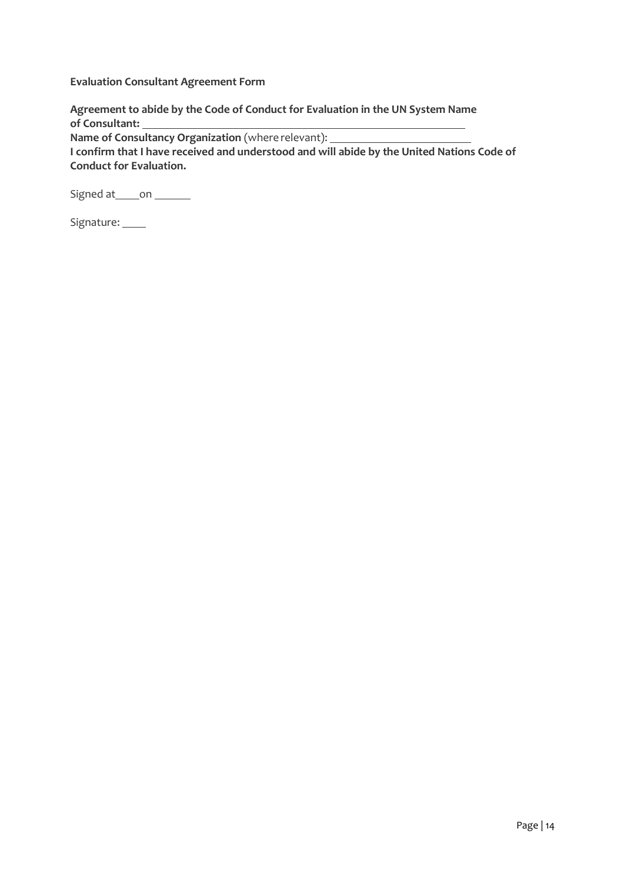**Evaluation Consultant Agreement Form**

**Agreement to abide by the Code of Conduct for Evaluation in the UN System Name of Consultant:** ____________________________________________

**Name of Consultancy Organization** (where relevant): ________________________

**I confirm that I have received and understood and will abide by the United Nations Code of Conduct for Evaluation.**

Signed at____on ______

Signature: ____